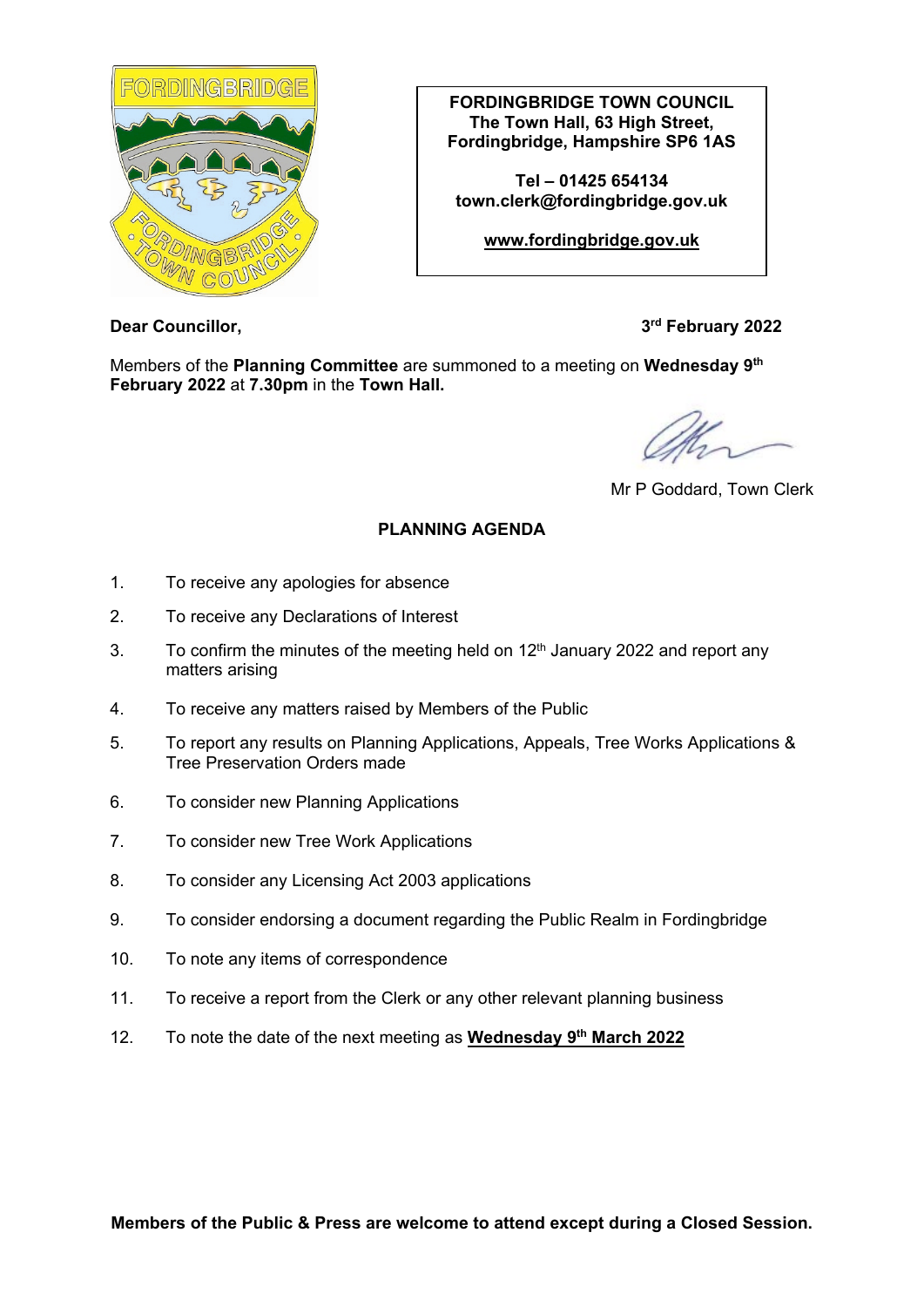**FORDINGBRIDGE TOWN COUNCIL**
**The Town Hall, 63 High Street,**
**Fordingbridge, Hampshire SP6 1AS**

**Tel – 01425 654134**
**town.clerk@fordingbridge.gov.uk**

**www.fordingbridge.gov.uk**

**Dear Councillor,** **3rd February 2022**

Members of the **Planning Committee** are summoned to a meeting on **Wednesday 9th February 2022** at **7.30pm** in the **Town Hall.**

Mr P Goddard, Town Clerk

## PLANNING AGENDA

1. To receive any apologies for absence
2. To receive any Declarations of Interest
3. To confirm the minutes of the meeting held on 12th January 2022 and report any matters arising
4. To receive any matters raised by Members of the Public
5. To report any results on Planning Applications, Appeals, Tree Works Applications & Tree Preservation Orders made
6. To consider new Planning Applications
7. To consider new Tree Work Applications
8. To consider any Licensing Act 2003 applications
9. To consider endorsing a document regarding the Public Realm in Fordingbridge
10. To note any items of correspondence
11. To receive a report from the Clerk or any other relevant planning business
12. To note the date of the next meeting as **Wednesday 9th March 2022**

**Members of the Public & Press are welcome to attend except during a Closed Session.**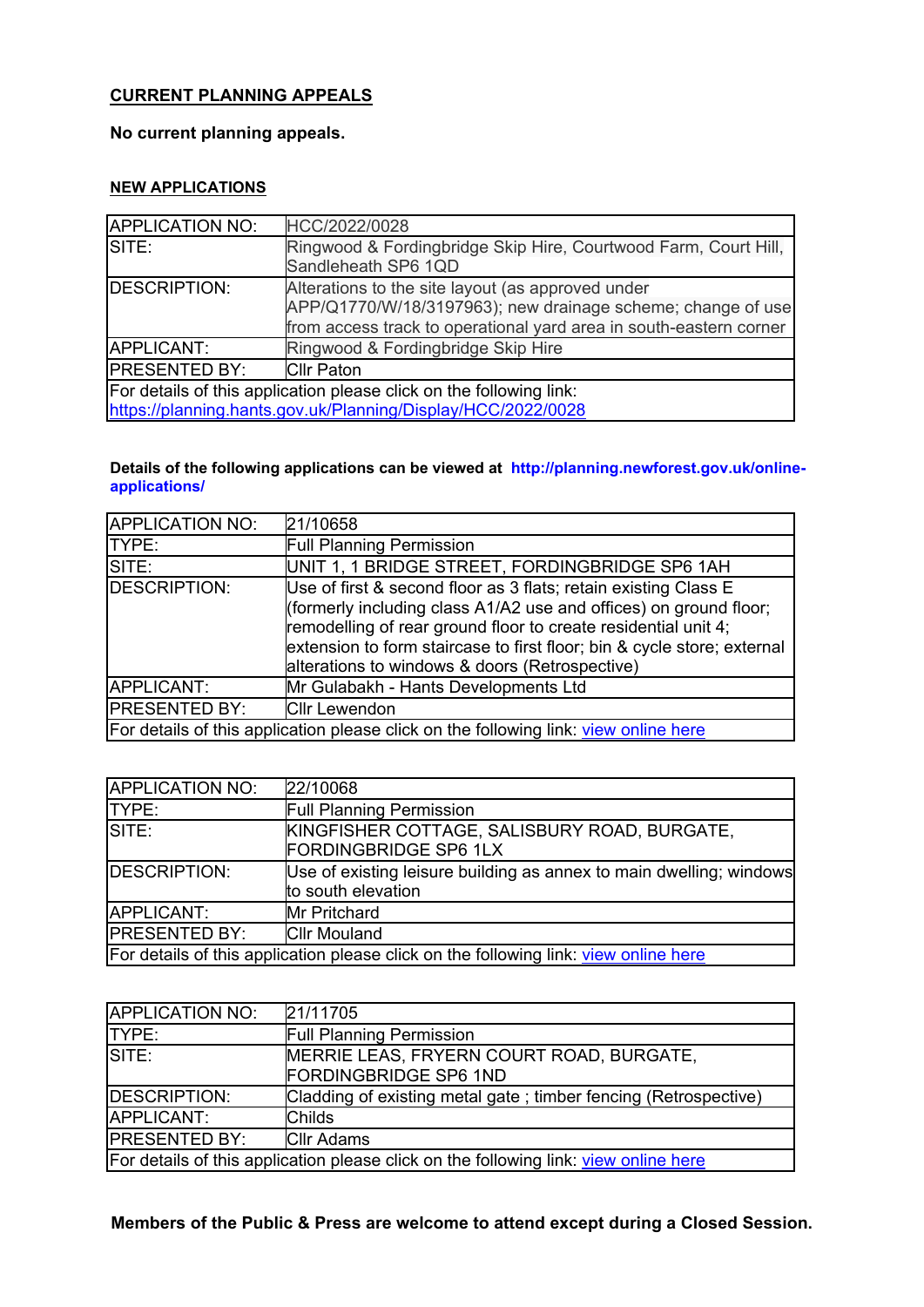## CURRENT PLANNING APPEALS

**No current planning appeals.**

## NEW APPLICATIONS

| APPLICATION NO: | HCC/2022/0028 |
|---|---|
| SITE: | Ringwood & Fordingbridge Skip Hire, Courtwood Farm, Court Hill, Sandleheath SP6 1QD |
| DESCRIPTION: | Alterations to the site layout (as approved under APP/Q1770/W/18/3197963); new drainage scheme; change of use from access track to operational yard area in south-eastern corner |
| APPLICANT: | Ringwood & Fordingbridge Skip Hire |
| PRESENTED BY: | Cllr Paton |
| For details of this application please click on the following link: https://planning.hants.gov.uk/Planning/Display/HCC/2022/0028 | |

**Details of the following applications can be viewed at http://planning.newforest.gov.uk/online-applications/**

| APPLICATION NO: | 21/10658 |
|---|---|
| TYPE: | Full Planning Permission |
| SITE: | UNIT 1, 1 BRIDGE STREET, FORDINGBRIDGE SP6 1AH |
| DESCRIPTION: | Use of first & second floor as 3 flats; retain existing Class E (formerly including class A1/A2 use and offices) on ground floor; remodelling of rear ground floor to create residential unit 4; extension to form staircase to first floor; bin & cycle store; external alterations to windows & doors (Retrospective) |
| APPLICANT: | Mr Gulabakh - Hants Developments Ltd |
| PRESENTED BY: | Cllr Lewendon |
| For details of this application please click on the following link: view online here | |

| APPLICATION NO: | 22/10068 |
|---|---|
| TYPE: | Full Planning Permission |
| SITE: | KINGFISHER COTTAGE, SALISBURY ROAD, BURGATE, FORDINGBRIDGE SP6 1LX |
| DESCRIPTION: | Use of existing leisure building as annex to main dwelling; windows to south elevation |
| APPLICANT: | Mr Pritchard |
| PRESENTED BY: | Cllr Mouland |
| For details of this application please click on the following link: view online here | |

| APPLICATION NO: | 21/11705 |
|---|---|
| TYPE: | Full Planning Permission |
| SITE: | MERRIE LEAS, FRYERN COURT ROAD, BURGATE, FORDINGBRIDGE SP6 1ND |
| DESCRIPTION: | Cladding of existing metal gate ; timber fencing (Retrospective) |
| APPLICANT: | Childs |
| PRESENTED BY: | Cllr Adams |
| For details of this application please click on the following link: view online here | |

**Members of the Public & Press are welcome to attend except during a Closed Session.**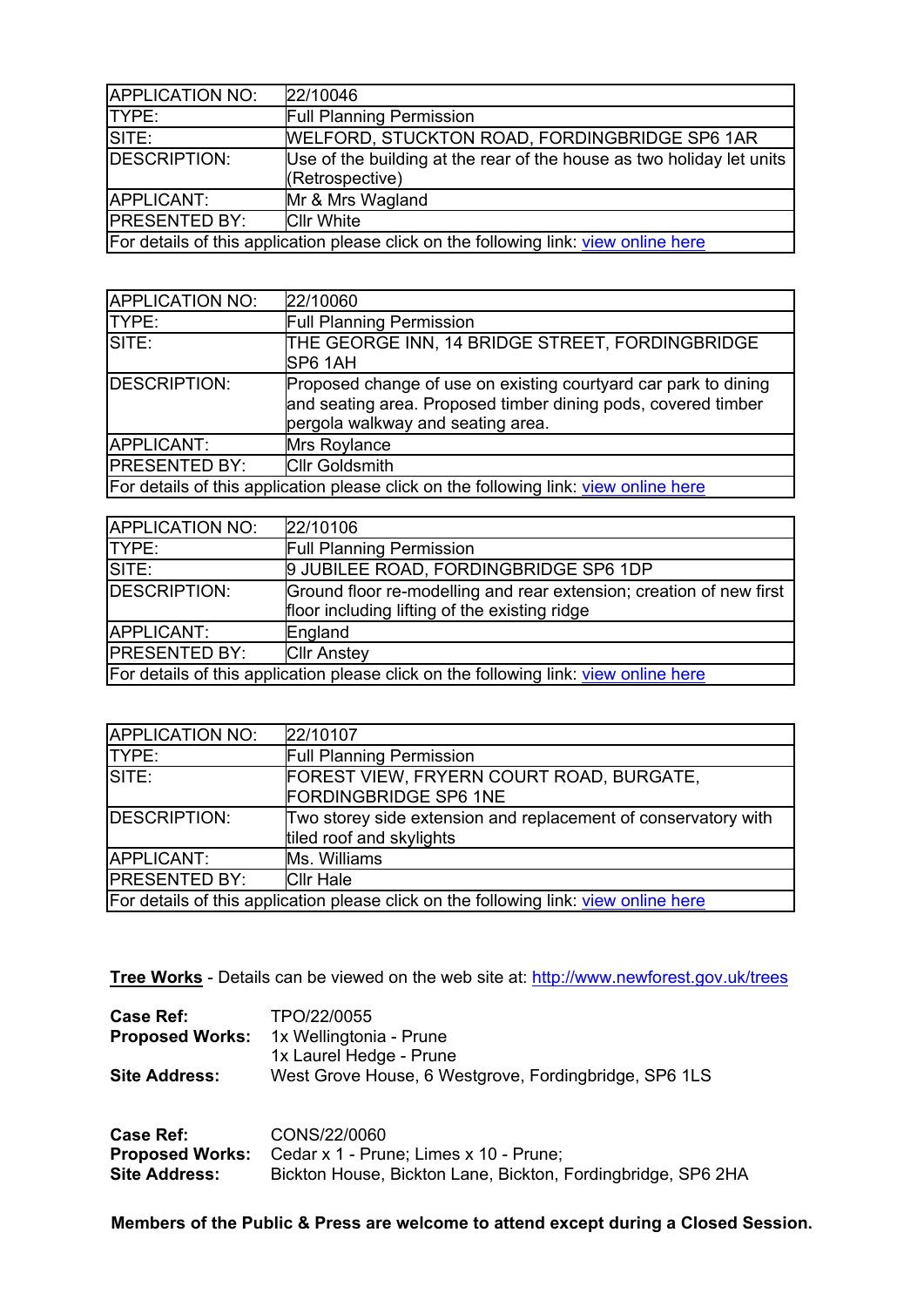| | |
|---|---|
| APPLICATION NO: | 22/10046 |
| TYPE: | Full Planning Permission |
| SITE: | WELFORD, STUCKTON ROAD, FORDINGBRIDGE SP6 1AR |
| DESCRIPTION: | Use of the building at the rear of the house as two holiday let units (Retrospective) |
| APPLICANT: | Mr & Mrs Wagland |
| PRESENTED BY: | Cllr White |
| For details of this application please click on the following link: view online here | |

| | |
|---|---|
| APPLICATION NO: | 22/10060 |
| TYPE: | Full Planning Permission |
| SITE: | THE GEORGE INN, 14 BRIDGE STREET, FORDINGBRIDGE SP6 1AH |
| DESCRIPTION: | Proposed change of use on existing courtyard car park to dining and seating area. Proposed timber dining pods, covered timber pergola walkway and seating area. |
| APPLICANT: | Mrs Roylance |
| PRESENTED BY: | Cllr Goldsmith |
| For details of this application please click on the following link: view online here | |

| | |
|---|---|
| APPLICATION NO: | 22/10106 |
| TYPE: | Full Planning Permission |
| SITE: | 9 JUBILEE ROAD, FORDINGBRIDGE SP6 1DP |
| DESCRIPTION: | Ground floor re-modelling and rear extension; creation of new first floor including lifting of the existing ridge |
| APPLICANT: | England |
| PRESENTED BY: | Cllr Anstey |
| For details of this application please click on the following link: view online here | |

| | |
|---|---|
| APPLICATION NO: | 22/10107 |
| TYPE: | Full Planning Permission |
| SITE: | FOREST VIEW, FRYERN COURT ROAD, BURGATE, FORDINGBRIDGE SP6 1NE |
| DESCRIPTION: | Two storey side extension and replacement of conservatory with tiled roof and skylights |
| APPLICANT: | Ms. Williams |
| PRESENTED BY: | Cllr Hale |
| For details of this application please click on the following link: view online here | |

**Tree Works** - Details can be viewed on the web site at: http://www.newforest.gov.uk/trees

**Case Ref:** TPO/22/0055
**Proposed Works:** 1x Wellingtonia - Prune
1x Laurel Hedge - Prune
**Site Address:** West Grove House, 6 Westgrove, Fordingbridge, SP6 1LS

**Case Ref:** CONS/22/0060
**Proposed Works:** Cedar x 1 - Prune; Limes x 10 - Prune;
**Site Address:** Bickton House, Bickton Lane, Bickton, Fordingbridge, SP6 2HA

**Members of the Public & Press are welcome to attend except during a Closed Session.**